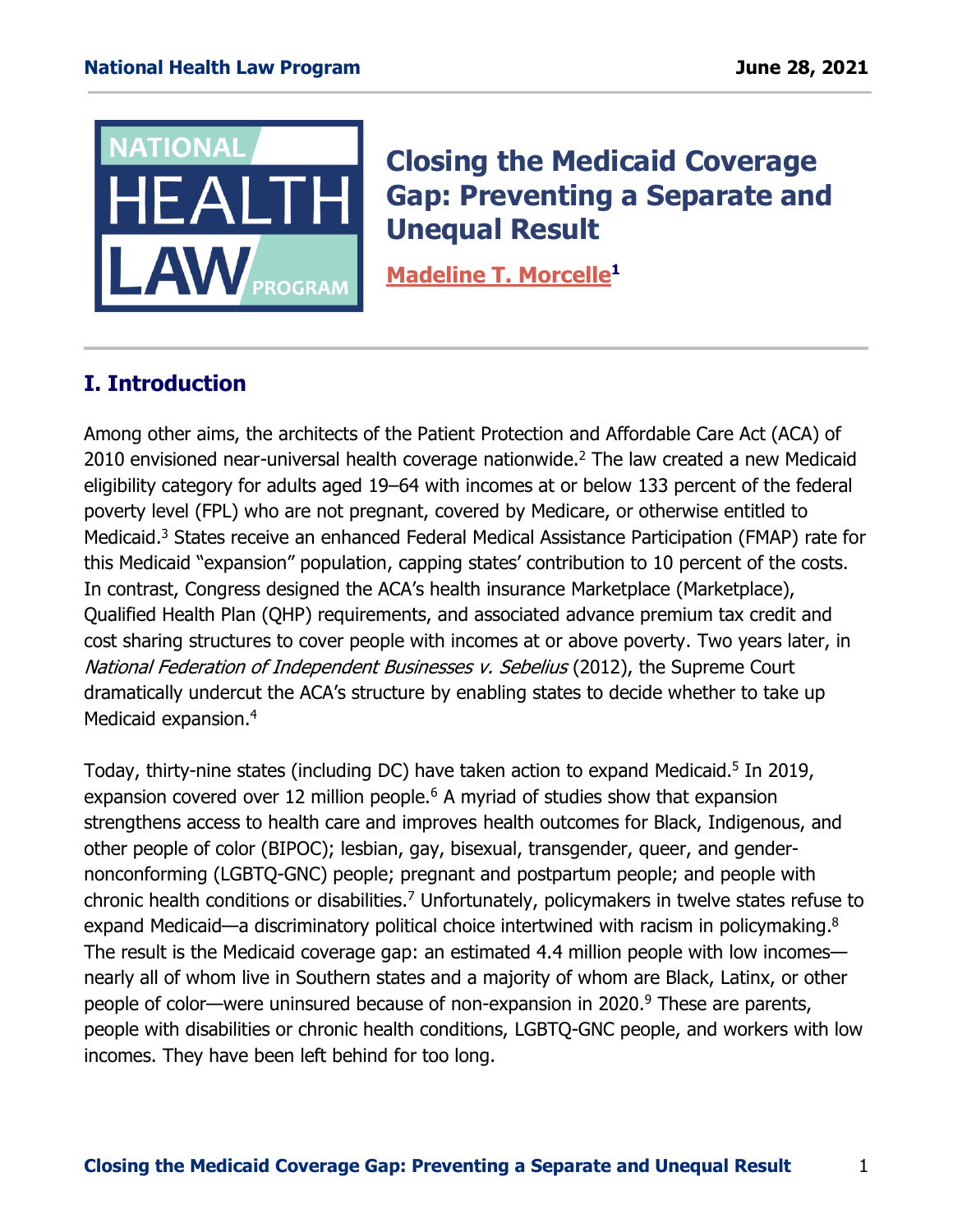# Closing the Medicaid Coverage Gap: Preventing a Separate and Unequal Result

**Madeline T. Morcelle**[1]

## I. Introduction

Among other aims, the architects of the Patient Protection and Affordable Care Act (ACA) of 2010 envisioned near-universal health coverage nationwide.[2] The law created a new Medicaid eligibility category for adults aged 19–64 with incomes at or below 133 percent of the federal poverty level (FPL) who are not pregnant, covered by Medicare, or otherwise entitled to Medicaid.[3] States receive an enhanced Federal Medical Assistance Participation (FMAP) rate for this Medicaid "expansion" population, capping states' contribution to 10 percent of the costs. In contrast, Congress designed the ACA's health insurance Marketplace (Marketplace), Qualified Health Plan (QHP) requirements, and associated advance premium tax credit and cost sharing structures to cover people with incomes at or above poverty. Two years later, in *National Federation of Independent Businesses v. Sebelius* (2012), the Supreme Court dramatically undercut the ACA's structure by enabling states to decide whether to take up Medicaid expansion.[4]

Today, thirty-nine states (including DC) have taken action to expand Medicaid.[5] In 2019, expansion covered over 12 million people.[6] A myriad of studies show that expansion strengthens access to health care and improves health outcomes for Black, Indigenous, and other people of color (BIPOC); lesbian, gay, bisexual, transgender, queer, and gender-nonconforming (LGBTQ-GNC) people; pregnant and postpartum people; and people with chronic health conditions or disabilities.[7] Unfortunately, policymakers in twelve states refuse to expand Medicaid—a discriminatory political choice intertwined with racism in policymaking.[8] The result is the Medicaid coverage gap: an estimated 4.4 million people with low incomes—nearly all of whom live in Southern states and a majority of whom are Black, Latinx, or other people of color—were uninsured because of non-expansion in 2020.[9] These are parents, people with disabilities or chronic health conditions, LGBTQ-GNC people, and workers with low incomes. They have been left behind for too long.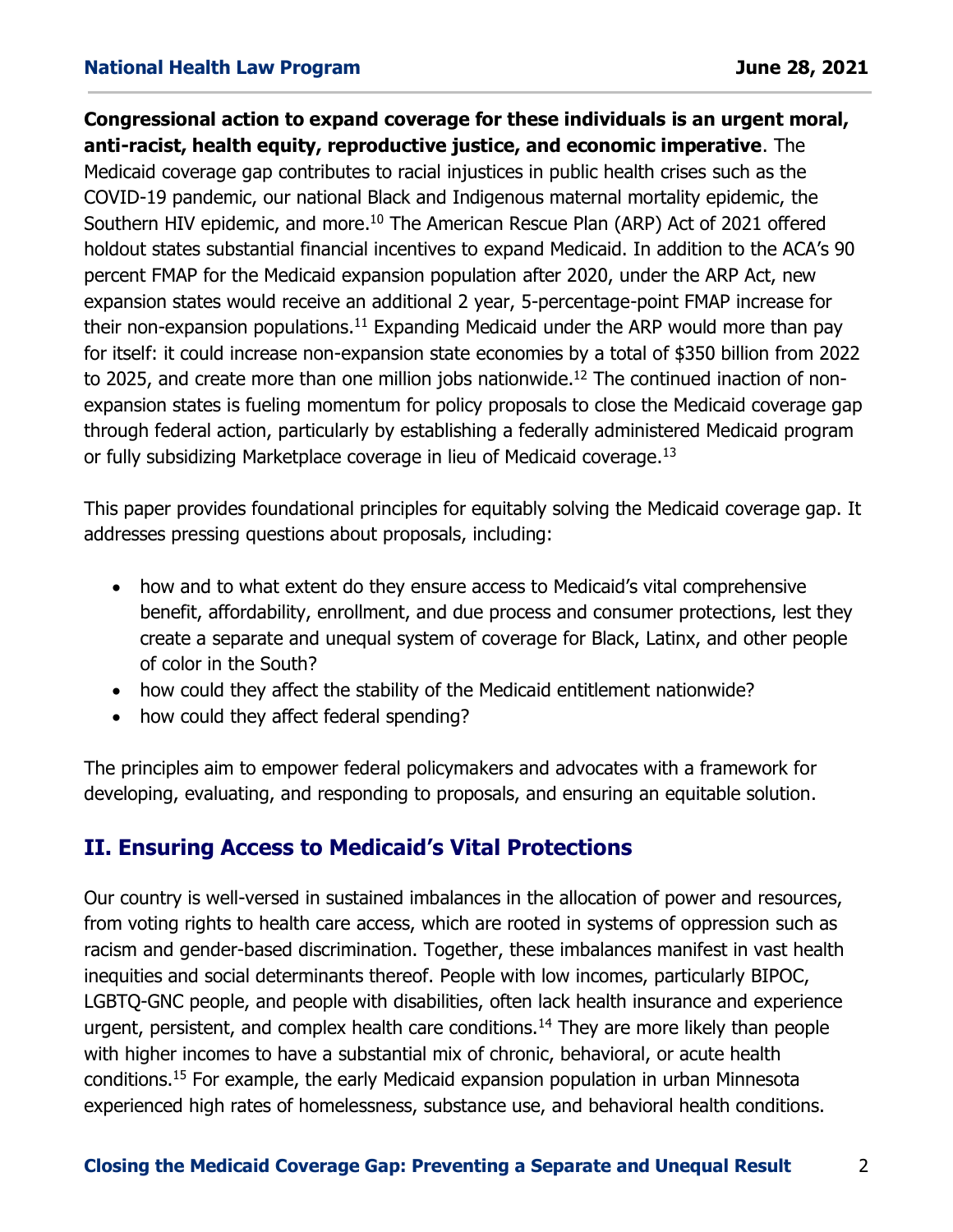**Congressional action to expand coverage for these individuals is an urgent moral, anti-racist, health equity, reproductive justice, and economic imperative**. The Medicaid coverage gap contributes to racial injustices in public health crises such as the COVID-19 pandemic, our national Black and Indigenous maternal mortality epidemic, the Southern HIV epidemic, and more.[10] The American Rescue Plan (ARP) Act of 2021 offered holdout states substantial financial incentives to expand Medicaid. In addition to the ACA's 90 percent FMAP for the Medicaid expansion population after 2020, under the ARP Act, new expansion states would receive an additional 2 year, 5-percentage-point FMAP increase for their non-expansion populations.[11] Expanding Medicaid under the ARP would more than pay for itself: it could increase non-expansion state economies by a total of $350 billion from 2022 to 2025, and create more than one million jobs nationwide.[12] The continued inaction of non-expansion states is fueling momentum for policy proposals to close the Medicaid coverage gap through federal action, particularly by establishing a federally administered Medicaid program or fully subsidizing Marketplace coverage in lieu of Medicaid coverage.[13]

This paper provides foundational principles for equitably solving the Medicaid coverage gap. It addresses pressing questions about proposals, including:

- how and to what extent do they ensure access to Medicaid's vital comprehensive benefit, affordability, enrollment, and due process and consumer protections, lest they create a separate and unequal system of coverage for Black, Latinx, and other people of color in the South?
- how could they affect the stability of the Medicaid entitlement nationwide?
- how could they affect federal spending?

The principles aim to empower federal policymakers and advocates with a framework for developing, evaluating, and responding to proposals, and ensuring an equitable solution.

## II. Ensuring Access to Medicaid's Vital Protections

Our country is well-versed in sustained imbalances in the allocation of power and resources, from voting rights to health care access, which are rooted in systems of oppression such as racism and gender-based discrimination. Together, these imbalances manifest in vast health inequities and social determinants thereof. People with low incomes, particularly BIPOC, LGBTQ-GNC people, and people with disabilities, often lack health insurance and experience urgent, persistent, and complex health care conditions.[14] They are more likely than people with higher incomes to have a substantial mix of chronic, behavioral, or acute health conditions.[15] For example, the early Medicaid expansion population in urban Minnesota experienced high rates of homelessness, substance use, and behavioral health conditions.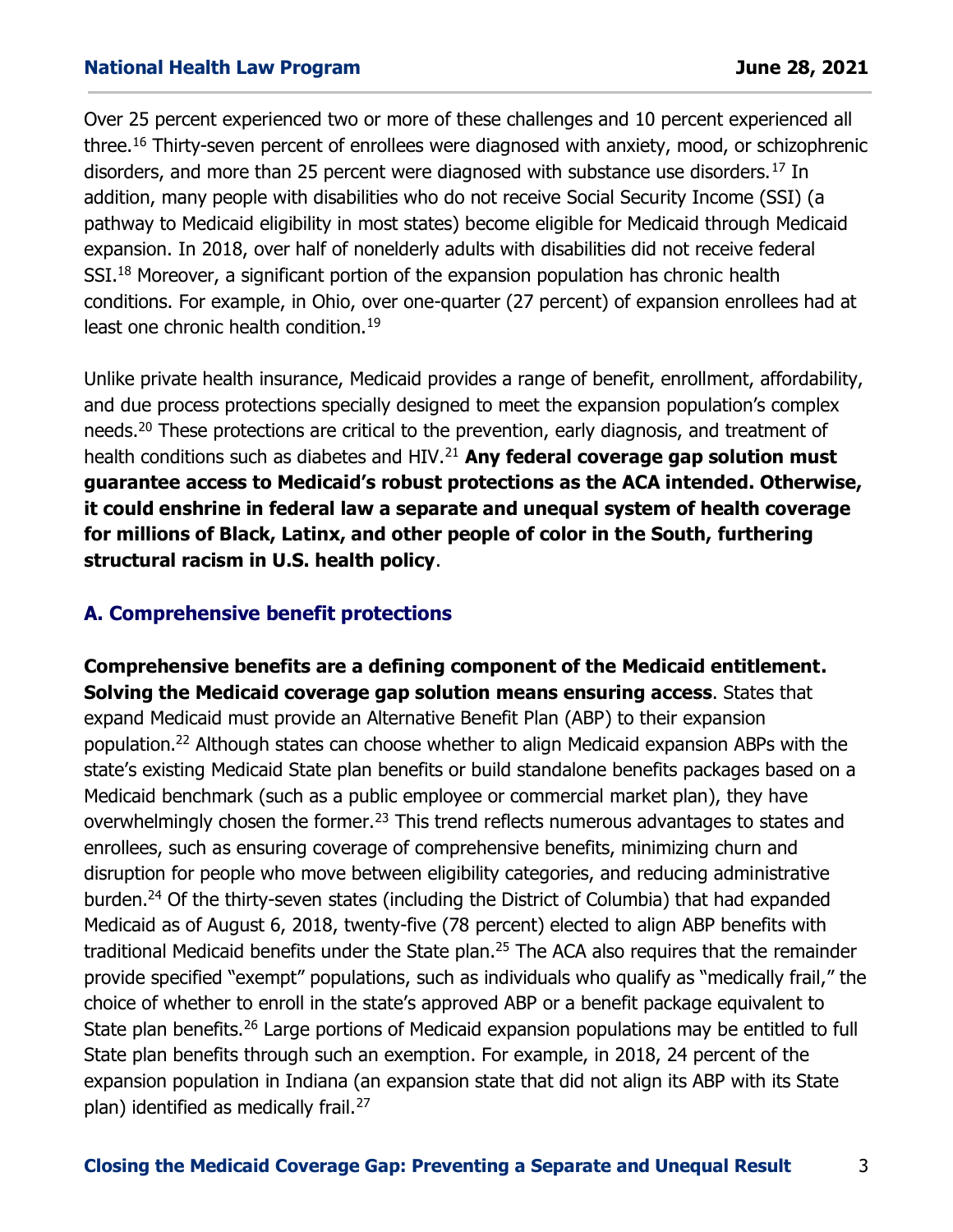Over 25 percent experienced two or more of these challenges and 10 percent experienced all three.[16] Thirty-seven percent of enrollees were diagnosed with anxiety, mood, or schizophrenic disorders, and more than 25 percent were diagnosed with substance use disorders.[17] In addition, many people with disabilities who do not receive Social Security Income (SSI) (a pathway to Medicaid eligibility in most states) become eligible for Medicaid through Medicaid expansion. In 2018, over half of nonelderly adults with disabilities did not receive federal SSI.[18] Moreover, a significant portion of the expansion population has chronic health conditions. For example, in Ohio, over one-quarter (27 percent) of expansion enrollees had at least one chronic health condition.[19]

Unlike private health insurance, Medicaid provides a range of benefit, enrollment, affordability, and due process protections specially designed to meet the expansion population's complex needs.[20] These protections are critical to the prevention, early diagnosis, and treatment of health conditions such as diabetes and HIV.[21] **Any federal coverage gap solution must guarantee access to Medicaid's robust protections as the ACA intended. Otherwise, it could enshrine in federal law a separate and unequal system of health coverage for millions of Black, Latinx, and other people of color in the South, furthering structural racism in U.S. health policy**.

## A. Comprehensive benefit protections

**Comprehensive benefits are a defining component of the Medicaid entitlement. Solving the Medicaid coverage gap solution means ensuring access**. States that expand Medicaid must provide an Alternative Benefit Plan (ABP) to their expansion population.[22] Although states can choose whether to align Medicaid expansion ABPs with the state's existing Medicaid State plan benefits or build standalone benefits packages based on a Medicaid benchmark (such as a public employee or commercial market plan), they have overwhelmingly chosen the former.[23] This trend reflects numerous advantages to states and enrollees, such as ensuring coverage of comprehensive benefits, minimizing churn and disruption for people who move between eligibility categories, and reducing administrative burden.[24] Of the thirty-seven states (including the District of Columbia) that had expanded Medicaid as of August 6, 2018, twenty-five (78 percent) elected to align ABP benefits with traditional Medicaid benefits under the State plan.[25] The ACA also requires that the remainder provide specified "exempt" populations, such as individuals who qualify as "medically frail," the choice of whether to enroll in the state's approved ABP or a benefit package equivalent to State plan benefits.[26] Large portions of Medicaid expansion populations may be entitled to full State plan benefits through such an exemption. For example, in 2018, 24 percent of the expansion population in Indiana (an expansion state that did not align its ABP with its State plan) identified as medically frail.[27]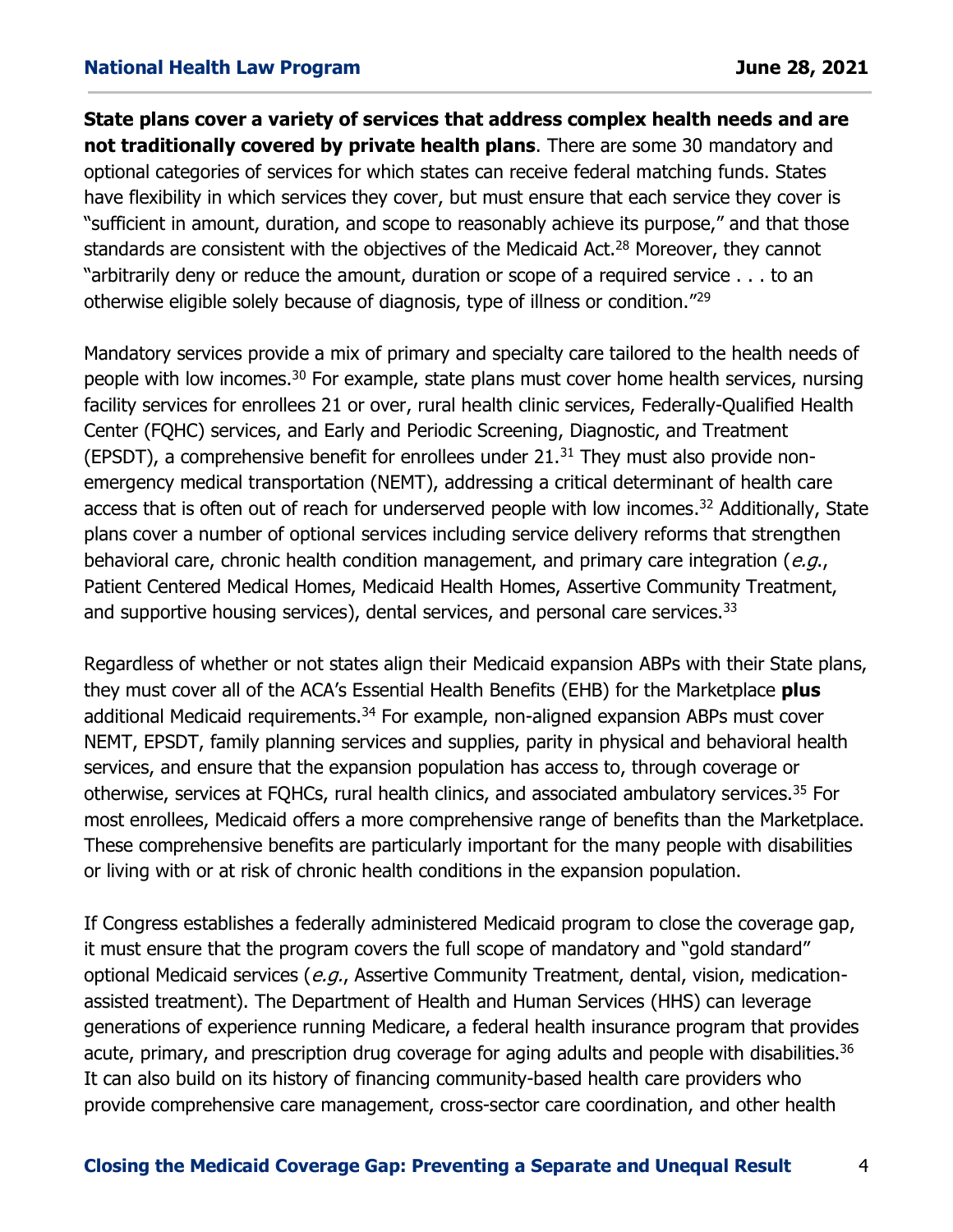**State plans cover a variety of services that address complex health needs and are not traditionally covered by private health plans**. There are some 30 mandatory and optional categories of services for which states can receive federal matching funds. States have flexibility in which services they cover, but must ensure that each service they cover is "sufficient in amount, duration, and scope to reasonably achieve its purpose," and that those standards are consistent with the objectives of the Medicaid Act.[28] Moreover, they cannot "arbitrarily deny or reduce the amount, duration or scope of a required service . . . to an otherwise eligible solely because of diagnosis, type of illness or condition."[29]

Mandatory services provide a mix of primary and specialty care tailored to the health needs of people with low incomes.[30] For example, state plans must cover home health services, nursing facility services for enrollees 21 or over, rural health clinic services, Federally-Qualified Health Center (FQHC) services, and Early and Periodic Screening, Diagnostic, and Treatment (EPSDT), a comprehensive benefit for enrollees under 21.[31] They must also provide non-emergency medical transportation (NEMT), addressing a critical determinant of health care access that is often out of reach for underserved people with low incomes.[32] Additionally, State plans cover a number of optional services including service delivery reforms that strengthen behavioral care, chronic health condition management, and primary care integration (*e.g.*, Patient Centered Medical Homes, Medicaid Health Homes, Assertive Community Treatment, and supportive housing services), dental services, and personal care services.[33]

Regardless of whether or not states align their Medicaid expansion ABPs with their State plans, they must cover all of the ACA's Essential Health Benefits (EHB) for the Marketplace **plus** additional Medicaid requirements.[34] For example, non-aligned expansion ABPs must cover NEMT, EPSDT, family planning services and supplies, parity in physical and behavioral health services, and ensure that the expansion population has access to, through coverage or otherwise, services at FQHCs, rural health clinics, and associated ambulatory services.[35] For most enrollees, Medicaid offers a more comprehensive range of benefits than the Marketplace. These comprehensive benefits are particularly important for the many people with disabilities or living with or at risk of chronic health conditions in the expansion population.

If Congress establishes a federally administered Medicaid program to close the coverage gap, it must ensure that the program covers the full scope of mandatory and "gold standard" optional Medicaid services (*e.g.*, Assertive Community Treatment, dental, vision, medication-assisted treatment). The Department of Health and Human Services (HHS) can leverage generations of experience running Medicare, a federal health insurance program that provides acute, primary, and prescription drug coverage for aging adults and people with disabilities.[36] It can also build on its history of financing community-based health care providers who provide comprehensive care management, cross-sector care coordination, and other health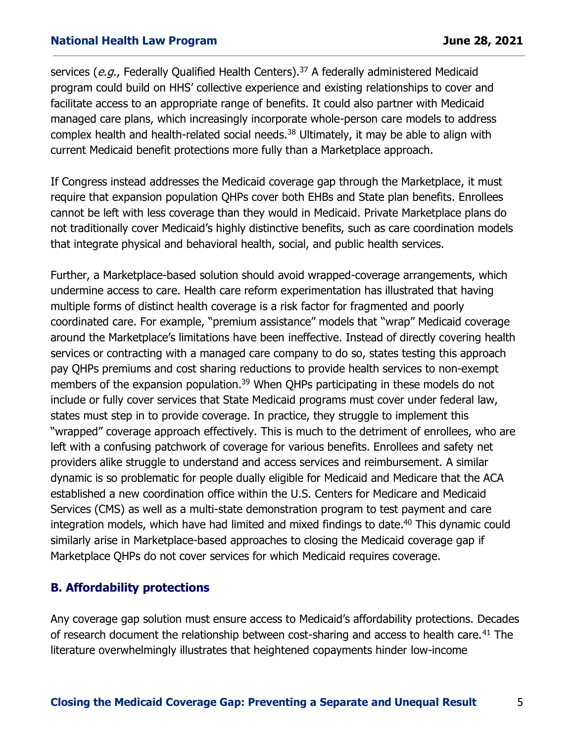services (*e.g.*, Federally Qualified Health Centers).[37] A federally administered Medicaid program could build on HHS' collective experience and existing relationships to cover and facilitate access to an appropriate range of benefits. It could also partner with Medicaid managed care plans, which increasingly incorporate whole-person care models to address complex health and health-related social needs.[38] Ultimately, it may be able to align with current Medicaid benefit protections more fully than a Marketplace approach.

If Congress instead addresses the Medicaid coverage gap through the Marketplace, it must require that expansion population QHPs cover both EHBs and State plan benefits. Enrollees cannot be left with less coverage than they would in Medicaid. Private Marketplace plans do not traditionally cover Medicaid's highly distinctive benefits, such as care coordination models that integrate physical and behavioral health, social, and public health services.

Further, a Marketplace-based solution should avoid wrapped-coverage arrangements, which undermine access to care. Health care reform experimentation has illustrated that having multiple forms of distinct health coverage is a risk factor for fragmented and poorly coordinated care. For example, "premium assistance" models that "wrap" Medicaid coverage around the Marketplace's limitations have been ineffective. Instead of directly covering health services or contracting with a managed care company to do so, states testing this approach pay QHPs premiums and cost sharing reductions to provide health services to non-exempt members of the expansion population.[39] When QHPs participating in these models do not include or fully cover services that State Medicaid programs must cover under federal law, states must step in to provide coverage. In practice, they struggle to implement this "wrapped" coverage approach effectively. This is much to the detriment of enrollees, who are left with a confusing patchwork of coverage for various benefits. Enrollees and safety net providers alike struggle to understand and access services and reimbursement. A similar dynamic is so problematic for people dually eligible for Medicaid and Medicare that the ACA established a new coordination office within the U.S. Centers for Medicare and Medicaid Services (CMS) as well as a multi-state demonstration program to test payment and care integration models, which have had limited and mixed findings to date.[40] This dynamic could similarly arise in Marketplace-based approaches to closing the Medicaid coverage gap if Marketplace QHPs do not cover services for which Medicaid requires coverage.

### B. Affordability protections

Any coverage gap solution must ensure access to Medicaid's affordability protections. Decades of research document the relationship between cost-sharing and access to health care.[41] The literature overwhelmingly illustrates that heightened copayments hinder low-income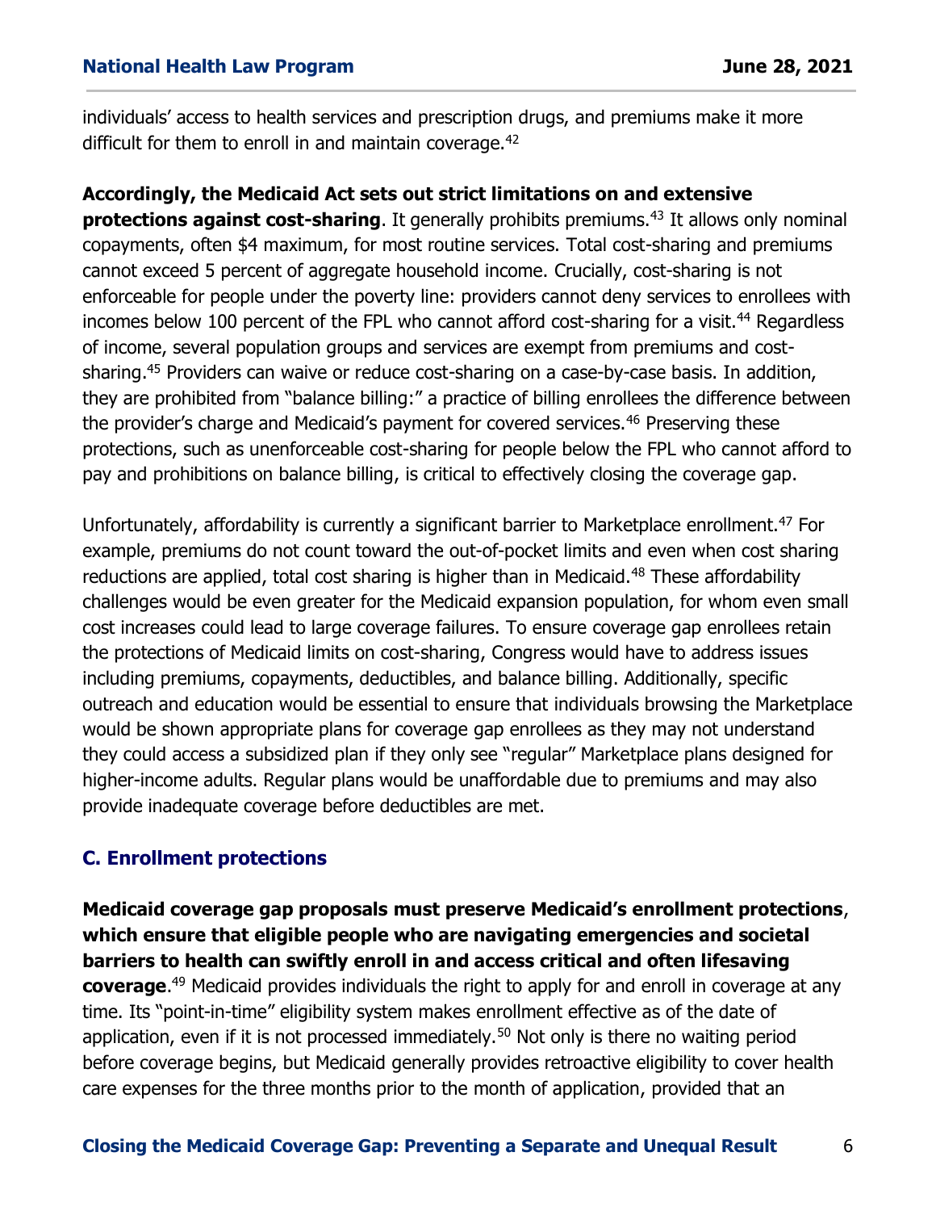individuals' access to health services and prescription drugs, and premiums make it more difficult for them to enroll in and maintain coverage.[42]

**Accordingly, the Medicaid Act sets out strict limitations on and extensive protections against cost-sharing**. It generally prohibits premiums.[43] It allows only nominal copayments, often $4 maximum, for most routine services. Total cost-sharing and premiums cannot exceed 5 percent of aggregate household income. Crucially, cost-sharing is not enforceable for people under the poverty line: providers cannot deny services to enrollees with incomes below 100 percent of the FPL who cannot afford cost-sharing for a visit.[44] Regardless of income, several population groups and services are exempt from premiums and cost-sharing.[45] Providers can waive or reduce cost-sharing on a case-by-case basis. In addition, they are prohibited from "balance billing:" a practice of billing enrollees the difference between the provider's charge and Medicaid's payment for covered services.[46] Preserving these protections, such as unenforceable cost-sharing for people below the FPL who cannot afford to pay and prohibitions on balance billing, is critical to effectively closing the coverage gap.

Unfortunately, affordability is currently a significant barrier to Marketplace enrollment.[47] For example, premiums do not count toward the out-of-pocket limits and even when cost sharing reductions are applied, total cost sharing is higher than in Medicaid.[48] These affordability challenges would be even greater for the Medicaid expansion population, for whom even small cost increases could lead to large coverage failures. To ensure coverage gap enrollees retain the protections of Medicaid limits on cost-sharing, Congress would have to address issues including premiums, copayments, deductibles, and balance billing. Additionally, specific outreach and education would be essential to ensure that individuals browsing the Marketplace would be shown appropriate plans for coverage gap enrollees as they may not understand they could access a subsidized plan if they only see "regular" Marketplace plans designed for higher-income adults. Regular plans would be unaffordable due to premiums and may also provide inadequate coverage before deductibles are met.

### C. Enrollment protections

**Medicaid coverage gap proposals must preserve Medicaid's enrollment protections, which ensure that eligible people who are navigating emergencies and societal barriers to health can swiftly enroll in and access critical and often lifesaving coverage**.[49] Medicaid provides individuals the right to apply for and enroll in coverage at any time. Its "point-in-time" eligibility system makes enrollment effective as of the date of application, even if it is not processed immediately.[50] Not only is there no waiting period before coverage begins, but Medicaid generally provides retroactive eligibility to cover health care expenses for the three months prior to the month of application, provided that an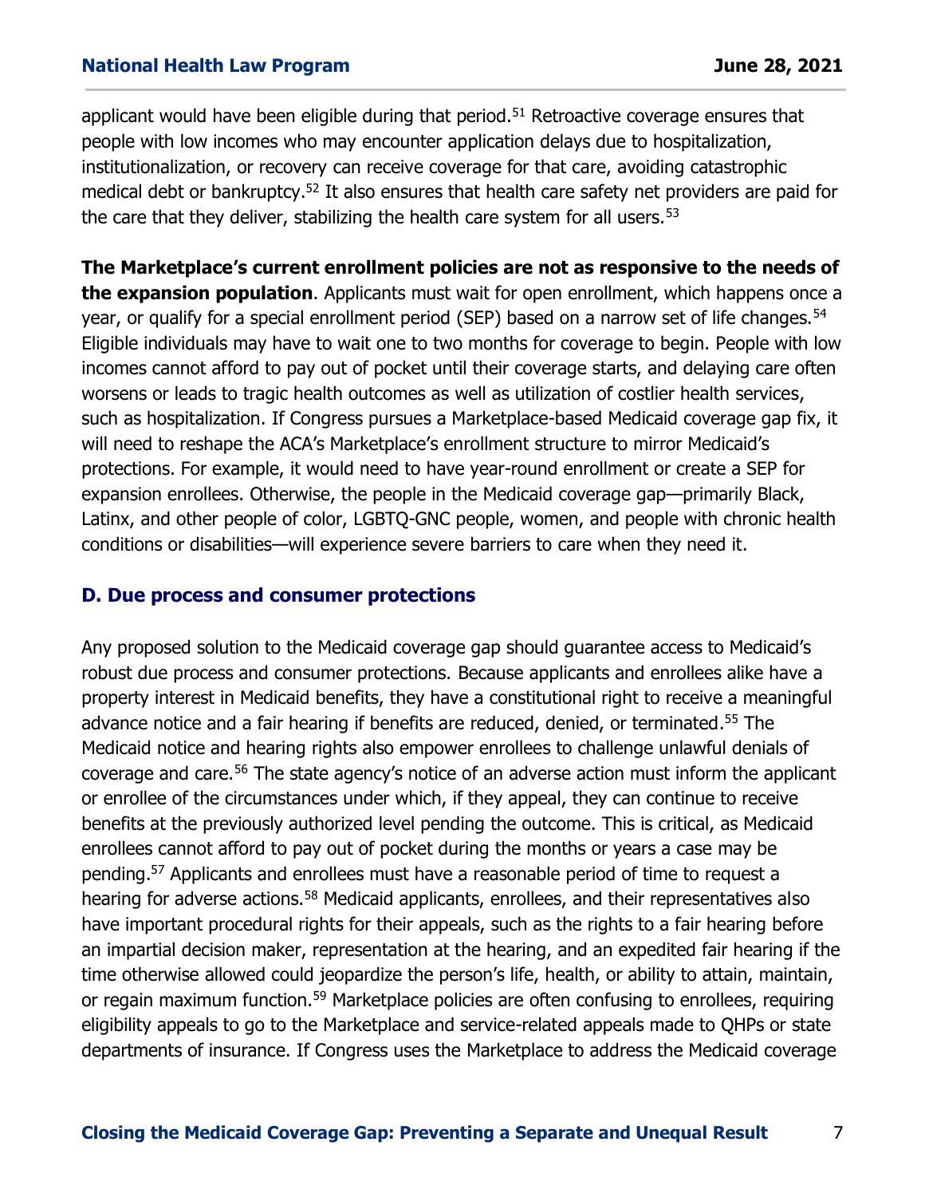applicant would have been eligible during that period.[51] Retroactive coverage ensures that people with low incomes who may encounter application delays due to hospitalization, institutionalization, or recovery can receive coverage for that care, avoiding catastrophic medical debt or bankruptcy.[52] It also ensures that health care safety net providers are paid for the care that they deliver, stabilizing the health care system for all users.[53]

**The Marketplace's current enrollment policies are not as responsive to the needs of the expansion population**. Applicants must wait for open enrollment, which happens once a year, or qualify for a special enrollment period (SEP) based on a narrow set of life changes.[54] Eligible individuals may have to wait one to two months for coverage to begin. People with low incomes cannot afford to pay out of pocket until their coverage starts, and delaying care often worsens or leads to tragic health outcomes as well as utilization of costlier health services, such as hospitalization. If Congress pursues a Marketplace-based Medicaid coverage gap fix, it will need to reshape the ACA's Marketplace's enrollment structure to mirror Medicaid's protections. For example, it would need to have year-round enrollment or create a SEP for expansion enrollees. Otherwise, the people in the Medicaid coverage gap—primarily Black, Latinx, and other people of color, LGBTQ-GNC people, women, and people with chronic health conditions or disabilities—will experience severe barriers to care when they need it.

### D. Due process and consumer protections

Any proposed solution to the Medicaid coverage gap should guarantee access to Medicaid's robust due process and consumer protections. Because applicants and enrollees alike have a property interest in Medicaid benefits, they have a constitutional right to receive a meaningful advance notice and a fair hearing if benefits are reduced, denied, or terminated.[55] The Medicaid notice and hearing rights also empower enrollees to challenge unlawful denials of coverage and care.[56] The state agency's notice of an adverse action must inform the applicant or enrollee of the circumstances under which, if they appeal, they can continue to receive benefits at the previously authorized level pending the outcome. This is critical, as Medicaid enrollees cannot afford to pay out of pocket during the months or years a case may be pending.[57] Applicants and enrollees must have a reasonable period of time to request a hearing for adverse actions.[58] Medicaid applicants, enrollees, and their representatives also have important procedural rights for their appeals, such as the rights to a fair hearing before an impartial decision maker, representation at the hearing, and an expedited fair hearing if the time otherwise allowed could jeopardize the person's life, health, or ability to attain, maintain, or regain maximum function.[59] Marketplace policies are often confusing to enrollees, requiring eligibility appeals to go to the Marketplace and service-related appeals made to QHPs or state departments of insurance. If Congress uses the Marketplace to address the Medicaid coverage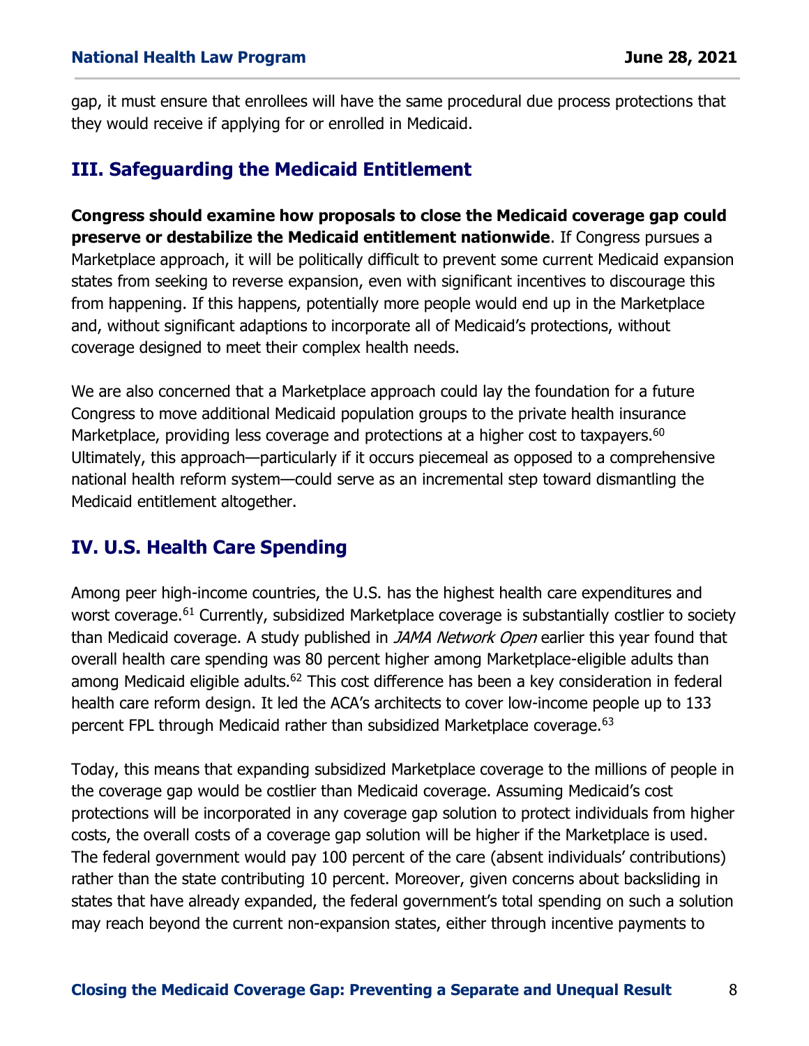gap, it must ensure that enrollees will have the same procedural due process protections that they would receive if applying for or enrolled in Medicaid.

## III. Safeguarding the Medicaid Entitlement

**Congress should examine how proposals to close the Medicaid coverage gap could preserve or destabilize the Medicaid entitlement nationwide**. If Congress pursues a Marketplace approach, it will be politically difficult to prevent some current Medicaid expansion states from seeking to reverse expansion, even with significant incentives to discourage this from happening. If this happens, potentially more people would end up in the Marketplace and, without significant adaptions to incorporate all of Medicaid's protections, without coverage designed to meet their complex health needs.

We are also concerned that a Marketplace approach could lay the foundation for a future Congress to move additional Medicaid population groups to the private health insurance Marketplace, providing less coverage and protections at a higher cost to taxpayers.[60] Ultimately, this approach—particularly if it occurs piecemeal as opposed to a comprehensive national health reform system—could serve as an incremental step toward dismantling the Medicaid entitlement altogether.

## IV. U.S. Health Care Spending

Among peer high-income countries, the U.S. has the highest health care expenditures and worst coverage.[61] Currently, subsidized Marketplace coverage is substantially costlier to society than Medicaid coverage. A study published in *JAMA Network Open* earlier this year found that overall health care spending was 80 percent higher among Marketplace-eligible adults than among Medicaid eligible adults.[62] This cost difference has been a key consideration in federal health care reform design. It led the ACA's architects to cover low-income people up to 133 percent FPL through Medicaid rather than subsidized Marketplace coverage.[63]

Today, this means that expanding subsidized Marketplace coverage to the millions of people in the coverage gap would be costlier than Medicaid coverage. Assuming Medicaid's cost protections will be incorporated in any coverage gap solution to protect individuals from higher costs, the overall costs of a coverage gap solution will be higher if the Marketplace is used. The federal government would pay 100 percent of the care (absent individuals' contributions) rather than the state contributing 10 percent. Moreover, given concerns about backsliding in states that have already expanded, the federal government's total spending on such a solution may reach beyond the current non-expansion states, either through incentive payments to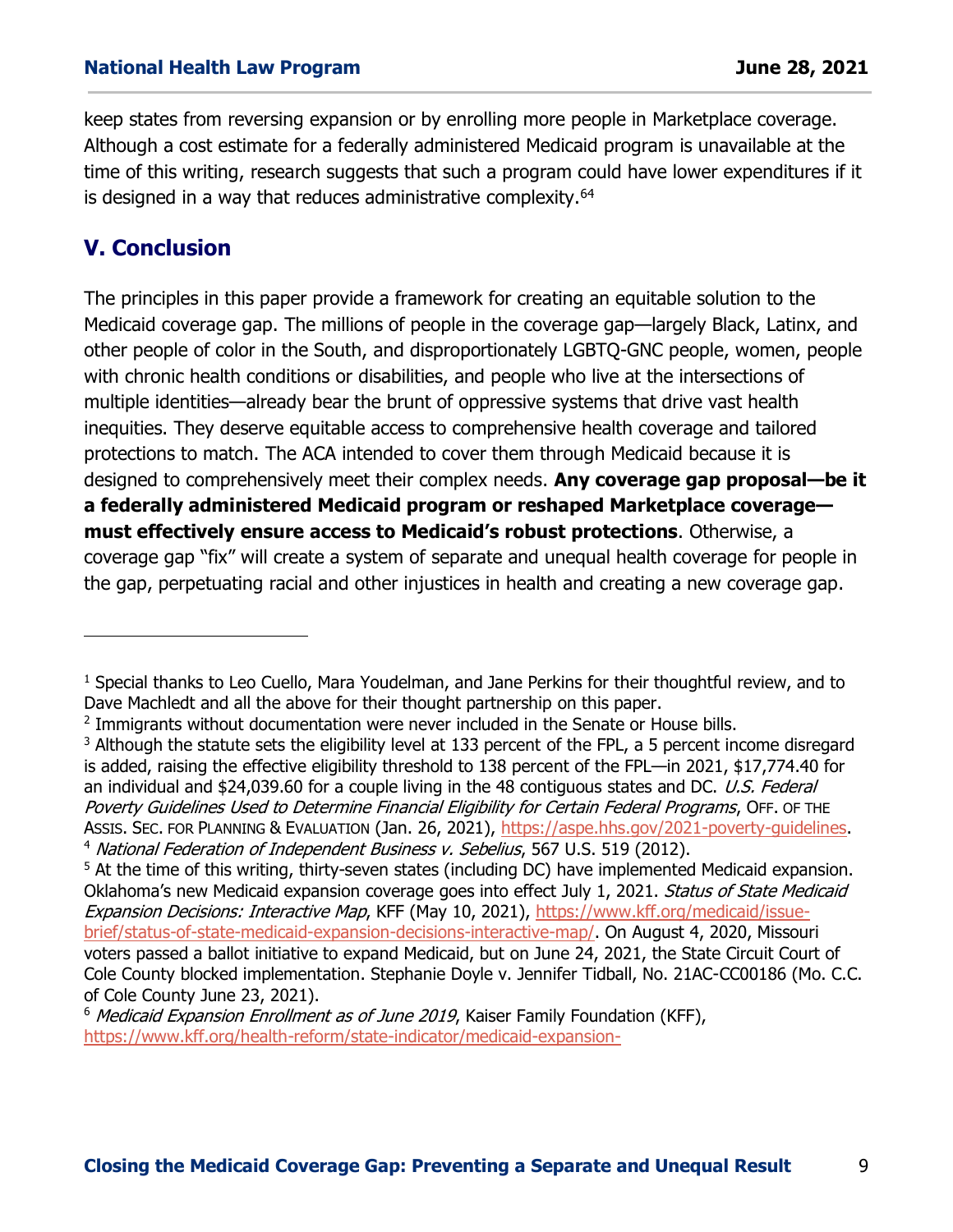keep states from reversing expansion or by enrolling more people in Marketplace coverage. Although a cost estimate for a federally administered Medicaid program is unavailable at the time of this writing, research suggests that such a program could have lower expenditures if it is designed in a way that reduces administrative complexity.[64]

## V. Conclusion

The principles in this paper provide a framework for creating an equitable solution to the Medicaid coverage gap. The millions of people in the coverage gap—largely Black, Latinx, and other people of color in the South, and disproportionately LGBTQ-GNC people, women, people with chronic health conditions or disabilities, and people who live at the intersections of multiple identities—already bear the brunt of oppressive systems that drive vast health inequities. They deserve equitable access to comprehensive health coverage and tailored protections to match. The ACA intended to cover them through Medicaid because it is designed to comprehensively meet their complex needs. **Any coverage gap proposal—be it a federally administered Medicaid program or reshaped Marketplace coverage—must effectively ensure access to Medicaid's robust protections**. Otherwise, a coverage gap "fix" will create a system of separate and unequal health coverage for people in the gap, perpetuating racial and other injustices in health and creating a new coverage gap.

---

[1] Special thanks to Leo Cuello, Mara Youdelman, and Jane Perkins for their thoughtful review, and to Dave Machledt and all the above for their thought partnership on this paper.

[2] Immigrants without documentation were never included in the Senate or House bills.

[3] Although the statute sets the eligibility level at 133 percent of the FPL, a 5 percent income disregard is added, raising the effective eligibility threshold to 138 percent of the FPL—in 2021, $17,774.40 for an individual and $24,039.60 for a couple living in the 48 contiguous states and DC. *U.S. Federal Poverty Guidelines Used to Determine Financial Eligibility for Certain Federal Programs*, OFF. OF THE ASSIS. SEC. FOR PLANNING & EVALUATION (Jan. 26, 2021), https://aspe.hhs.gov/2021-poverty-guidelines.

[4] *National Federation of Independent Business v. Sebelius*, 567 U.S. 519 (2012).

[5] At the time of this writing, thirty-seven states (including DC) have implemented Medicaid expansion. Oklahoma's new Medicaid expansion coverage goes into effect July 1, 2021. *Status of State Medicaid Expansion Decisions: Interactive Map*, KFF (May 10, 2021), https://www.kff.org/medicaid/issue-brief/status-of-state-medicaid-expansion-decisions-interactive-map/. On August 4, 2020, Missouri voters passed a ballot initiative to expand Medicaid, but on June 24, 2021, the State Circuit Court of Cole County blocked implementation. Stephanie Doyle v. Jennifer Tidball, No. 21AC-CC00186 (Mo. C.C. of Cole County June 23, 2021).

[6] *Medicaid Expansion Enrollment as of June 2019*, Kaiser Family Foundation (KFF), https://www.kff.org/health-reform/state-indicator/medicaid-expansion-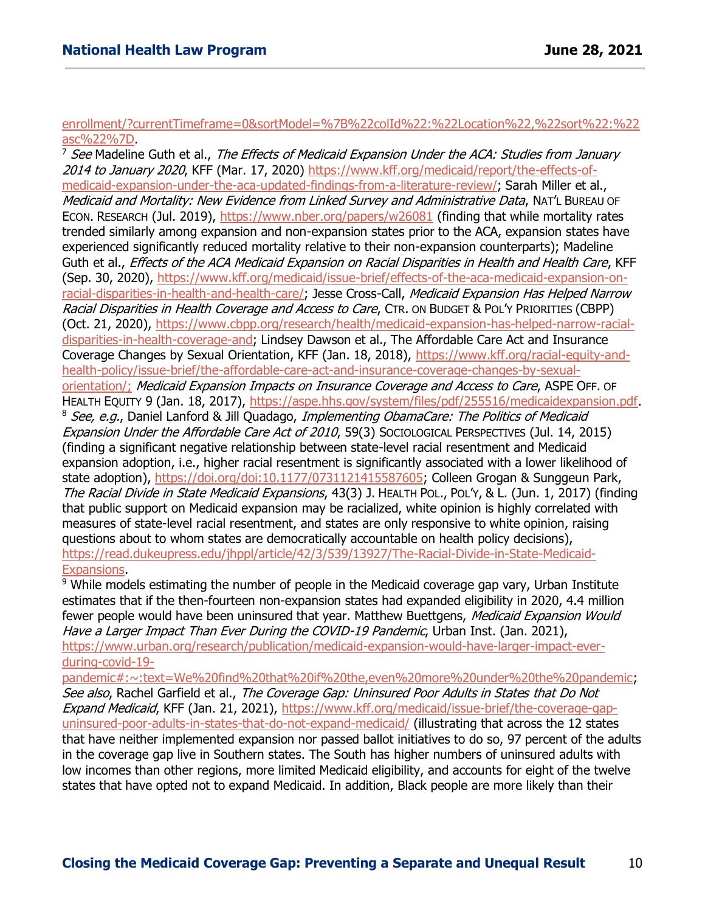enrollment/?currentTimeframe=0&sortModel=%7B%22colId%22:%22Location%22,%22sort%22:%22asc%22%7D.

[7] *See* Madeline Guth et al., *The Effects of Medicaid Expansion Under the ACA: Studies from January 2014 to January 2020*, KFF (Mar. 17, 2020) https://www.kff.org/medicaid/report/the-effects-of-medicaid-expansion-under-the-aca-updated-findings-from-a-literature-review/; Sarah Miller et al., *Medicaid and Mortality: New Evidence from Linked Survey and Administrative Data*, NAT'L BUREAU OF ECON. RESEARCH (Jul. 2019), https://www.nber.org/papers/w26081 (finding that while mortality rates trended similarly among expansion and non-expansion states prior to the ACA, expansion states have experienced significantly reduced mortality relative to their non-expansion counterparts); Madeline Guth et al., *Effects of the ACA Medicaid Expansion on Racial Disparities in Health and Health Care*, KFF (Sep. 30, 2020), https://www.kff.org/medicaid/issue-brief/effects-of-the-aca-medicaid-expansion-on-racial-disparities-in-health-and-health-care/; Jesse Cross-Call, *Medicaid Expansion Has Helped Narrow Racial Disparities in Health Coverage and Access to Care*, CTR. ON BUDGET & POL'Y PRIORITIES (CBPP) (Oct. 21, 2020), https://www.cbpp.org/research/health/medicaid-expansion-has-helped-narrow-racial-disparities-in-health-coverage-and; Lindsey Dawson et al., The Affordable Care Act and Insurance Coverage Changes by Sexual Orientation, KFF (Jan. 18, 2018), https://www.kff.org/racial-equity-and-health-policy/issue-brief/the-affordable-care-act-and-insurance-coverage-changes-by-sexual-orientation/; *Medicaid Expansion Impacts on Insurance Coverage and Access to Care*, ASPE OFF. OF HEALTH EQUITY 9 (Jan. 18, 2017), https://aspe.hhs.gov/system/files/pdf/255516/medicaidexpansion.pdf.

[8] *See, e.g.*, Daniel Lanford & Jill Quadago, *Implementing ObamaCare: The Politics of Medicaid Expansion Under the Affordable Care Act of 2010*, 59(3) SOCIOLOGICAL PERSPECTIVES (Jul. 14, 2015) (finding a significant negative relationship between state-level racial resentment and Medicaid expansion adoption, i.e., higher racial resentment is significantly associated with a lower likelihood of state adoption), https://doi.org/doi:10.1177/0731121415587605; Colleen Grogan & Sunggeun Park, *The Racial Divide in State Medicaid Expansions*, 43(3) J. HEALTH POL., POL'Y, & L. (Jun. 1, 2017) (finding that public support on Medicaid expansion may be racialized, white opinion is highly correlated with measures of state-level racial resentment, and states are only responsive to white opinion, raising questions about to whom states are democratically accountable on health policy decisions), https://read.dukeupress.edu/jhppl/article/42/3/539/13927/The-Racial-Divide-in-State-Medicaid-Expansions.

[9] While models estimating the number of people in the Medicaid coverage gap vary, Urban Institute estimates that if the then-fourteen non-expansion states had expanded eligibility in 2020, 4.4 million fewer people would have been uninsured that year. Matthew Buettgens, *Medicaid Expansion Would Have a Larger Impact Than Ever During the COVID-19 Pandemic*, Urban Inst. (Jan. 2021), https://www.urban.org/research/publication/medicaid-expansion-would-have-larger-impact-ever-during-covid-19-pandemic#:~:text=We%20find%20that%20if%20the,even%20more%20under%20the%20pandemic; *See also*, Rachel Garfield et al., *The Coverage Gap: Uninsured Poor Adults in States that Do Not Expand Medicaid*, KFF (Jan. 21, 2021), https://www.kff.org/medicaid/issue-brief/the-coverage-gap-uninsured-poor-adults-in-states-that-do-not-expand-medicaid/ (illustrating that across the 12 states that have neither implemented expansion nor passed ballot initiatives to do so, 97 percent of the adults in the coverage gap live in Southern states. The South has higher numbers of uninsured adults with low incomes than other regions, more limited Medicaid eligibility, and accounts for eight of the twelve states that have opted not to expand Medicaid. In addition, Black people are more likely than their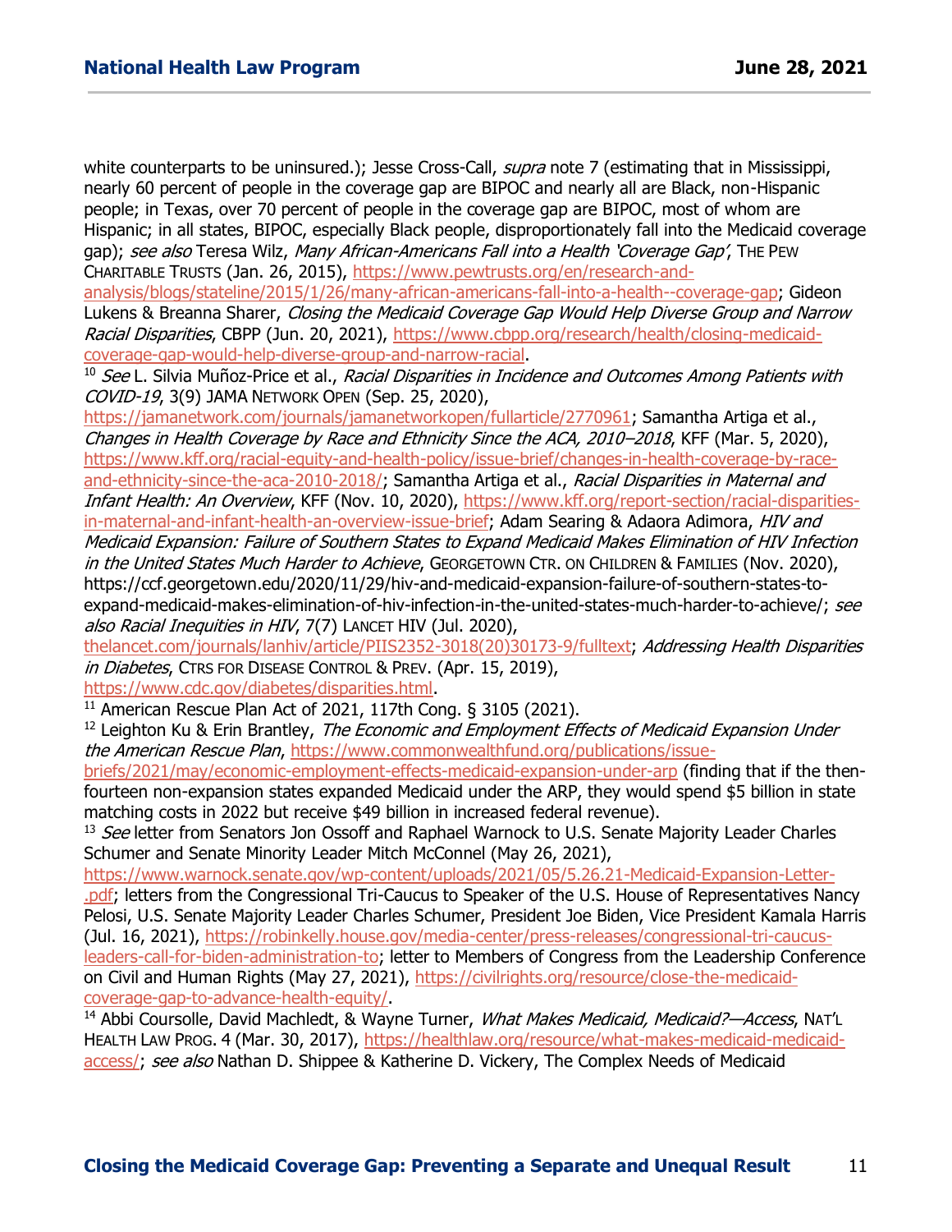white counterparts to be uninsured.); Jesse Cross-Call, *supra* note 7 (estimating that in Mississippi, nearly 60 percent of people in the coverage gap are BIPOC and nearly all are Black, non-Hispanic people; in Texas, over 70 percent of people in the coverage gap are BIPOC, most of whom are Hispanic; in all states, BIPOC, especially Black people, disproportionately fall into the Medicaid coverage gap); *see also* Teresa Wilz, *Many African-Americans Fall into a Health 'Coverage Gap'*, THE PEW CHARITABLE TRUSTS (Jan. 26, 2015), https://www.pewtrusts.org/en/research-and-analysis/blogs/stateline/2015/1/26/many-african-americans-fall-into-a-health--coverage-gap; Gideon Lukens & Breanna Sharer, *Closing the Medicaid Coverage Gap Would Help Diverse Group and Narrow Racial Disparities*, CBPP (Jun. 20, 2021), https://www.cbpp.org/research/health/closing-medicaid-coverage-gap-would-help-diverse-group-and-narrow-racial.

[10] *See* L. Silvia Muñoz-Price et al., *Racial Disparities in Incidence and Outcomes Among Patients with COVID-19*, 3(9) JAMA NETWORK OPEN (Sep. 25, 2020), https://jamanetwork.com/journals/jamanetworkopen/fullarticle/2770961; Samantha Artiga et al., *Changes in Health Coverage by Race and Ethnicity Since the ACA, 2010–2018*, KFF (Mar. 5, 2020), https://www.kff.org/racial-equity-and-health-policy/issue-brief/changes-in-health-coverage-by-race-and-ethnicity-since-the-aca-2010-2018/; Samantha Artiga et al., *Racial Disparities in Maternal and Infant Health: An Overview*, KFF (Nov. 10, 2020), https://www.kff.org/report-section/racial-disparities-in-maternal-and-infant-health-an-overview-issue-brief; Adam Searing & Adaora Adimora, *HIV and Medicaid Expansion: Failure of Southern States to Expand Medicaid Makes Elimination of HIV Infection in the United States Much Harder to Achieve*, GEORGETOWN CTR. ON CHILDREN & FAMILIES (Nov. 2020), https://ccf.georgetown.edu/2020/11/29/hiv-and-medicaid-expansion-failure-of-southern-states-to-expand-medicaid-makes-elimination-of-hiv-infection-in-the-united-states-much-harder-to-achieve/; *see also Racial Inequities in HIV*, 7(7) LANCET HIV (Jul. 2020), thelancet.com/journals/lanhiv/article/PIIS2352-3018(20)30173-9/fulltext; *Addressing Health Disparities in Diabetes*, CTRS FOR DISEASE CONTROL & PREV. (Apr. 15, 2019), https://www.cdc.gov/diabetes/disparities.html.

[11] American Rescue Plan Act of 2021, 117th Cong. § 3105 (2021).

[12] Leighton Ku & Erin Brantley, *The Economic and Employment Effects of Medicaid Expansion Under the American Rescue Plan*, https://www.commonwealthfund.org/publications/issue-briefs/2021/may/economic-employment-effects-medicaid-expansion-under-arp (finding that if the then-fourteen non-expansion states expanded Medicaid under the ARP, they would spend $5 billion in state matching costs in 2022 but receive $49 billion in increased federal revenue).

[13] *See* letter from Senators Jon Ossoff and Raphael Warnock to U.S. Senate Majority Leader Charles Schumer and Senate Minority Leader Mitch McConnel (May 26, 2021), https://www.warnock.senate.gov/wp-content/uploads/2021/05/5.26.21-Medicaid-Expansion-Letter-.pdf; letters from the Congressional Tri-Caucus to Speaker of the U.S. House of Representatives Nancy Pelosi, U.S. Senate Majority Leader Charles Schumer, President Joe Biden, Vice President Kamala Harris (Jul. 16, 2021), https://robinkelly.house.gov/media-center/press-releases/congressional-tri-caucus-leaders-call-for-biden-administration-to; letter to Members of Congress from the Leadership Conference on Civil and Human Rights (May 27, 2021), https://civilrights.org/resource/close-the-medicaid-coverage-gap-to-advance-health-equity/.

[14] Abbi Coursolle, David Machledt, & Wayne Turner, *What Makes Medicaid, Medicaid?—Access*, NAT'L HEALTH LAW PROG. 4 (Mar. 30, 2017), https://healthlaw.org/resource/what-makes-medicaid-medicaid-access/; *see also* Nathan D. Shippee & Katherine D. Vickery, The Complex Needs of Medicaid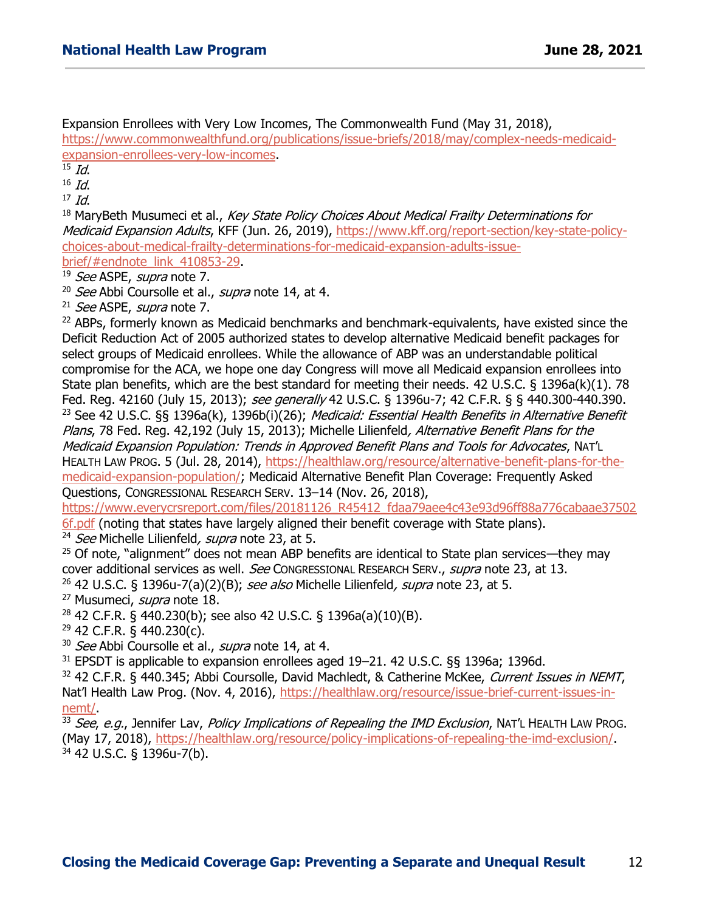Expansion Enrollees with Very Low Incomes, The Commonwealth Fund (May 31, 2018), https://www.commonwealthfund.org/publications/issue-briefs/2018/may/complex-needs-medicaid-expansion-enrollees-very-low-incomes.

[15] *Id.*

[16] *Id.*

[17] *Id.*

[18] MaryBeth Musumeci et al., *Key State Policy Choices About Medical Frailty Determinations for Medicaid Expansion Adults*, KFF (Jun. 26, 2019), https://www.kff.org/report-section/key-state-policy-choices-about-medical-frailty-determinations-for-medicaid-expansion-adults-issue-brief/#endnote_link_410853-29.

[19] *See* ASPE, *supra* note 7.

[20] *See* Abbi Coursolle et al., *supra* note 14, at 4.

[21] *See* ASPE, *supra* note 7.

[22] ABPs, formerly known as Medicaid benchmarks and benchmark-equivalents, have existed since the Deficit Reduction Act of 2005 authorized states to develop alternative Medicaid benefit packages for select groups of Medicaid enrollees. While the allowance of ABP was an understandable political compromise for the ACA, we hope one day Congress will move all Medicaid expansion enrollees into State plan benefits, which are the best standard for meeting their needs. 42 U.S.C. § 1396a(k)(1). 78 Fed. Reg. 42160 (July 15, 2013); *see generally* 42 U.S.C. § 1396u-7; 42 C.F.R. § § 440.300-440.390.

[23] See 42 U.S.C. §§ 1396a(k), 1396b(i)(26); *Medicaid: Essential Health Benefits in Alternative Benefit Plans*, 78 Fed. Reg. 42,192 (July 15, 2013); Michelle Lilienfeld*, Alternative Benefit Plans for the Medicaid Expansion Population: Trends in Approved Benefit Plans and Tools for Advocates*, NAT'L HEALTH LAW PROG. 5 (Jul. 28, 2014), https://healthlaw.org/resource/alternative-benefit-plans-for-the-medicaid-expansion-population/; Medicaid Alternative Benefit Plan Coverage: Frequently Asked Questions, CONGRESSIONAL RESEARCH SERV. 13–14 (Nov. 26, 2018), https://www.everycrsreport.com/files/20181126_R45412_fdaa79aee4c43e93d96ff88a776cabaae375026f.pdf (noting that states have largely aligned their benefit coverage with State plans).

[24] *See* Michelle Lilienfeld*, supra* note 23, at 5.

[25] Of note, "alignment" does not mean ABP benefits are identical to State plan services—they may cover additional services as well. *See* CONGRESSIONAL RESEARCH SERV., *supra* note 23, at 13.

[26] 42 U.S.C. § 1396u-7(a)(2)(B); *see also* Michelle Lilienfeld*, supra* note 23, at 5.

[27] Musumeci, *supra* note 18.

[28] 42 C.F.R. § 440.230(b); see also 42 U.S.C. § 1396a(a)(10)(B).

[29] 42 C.F.R. § 440.230(c).

[30] *See* Abbi Coursolle et al., *supra* note 14, at 4.

[31] EPSDT is applicable to expansion enrollees aged 19–21. 42 U.S.C. §§ 1396a; 1396d.

[32] 42 C.F.R. § 440.345; Abbi Coursolle, David Machledt, & Catherine McKee, *Current Issues in NEMT*, Nat'l Health Law Prog. (Nov. 4, 2016), https://healthlaw.org/resource/issue-brief-current-issues-in-nemt/.

[33] *See*, *e.g.*, Jennifer Lav, *Policy Implications of Repealing the IMD Exclusion*, NAT'L HEALTH LAW PROG. (May 17, 2018), https://healthlaw.org/resource/policy-implications-of-repealing-the-imd-exclusion/.

[34] 42 U.S.C. § 1396u-7(b).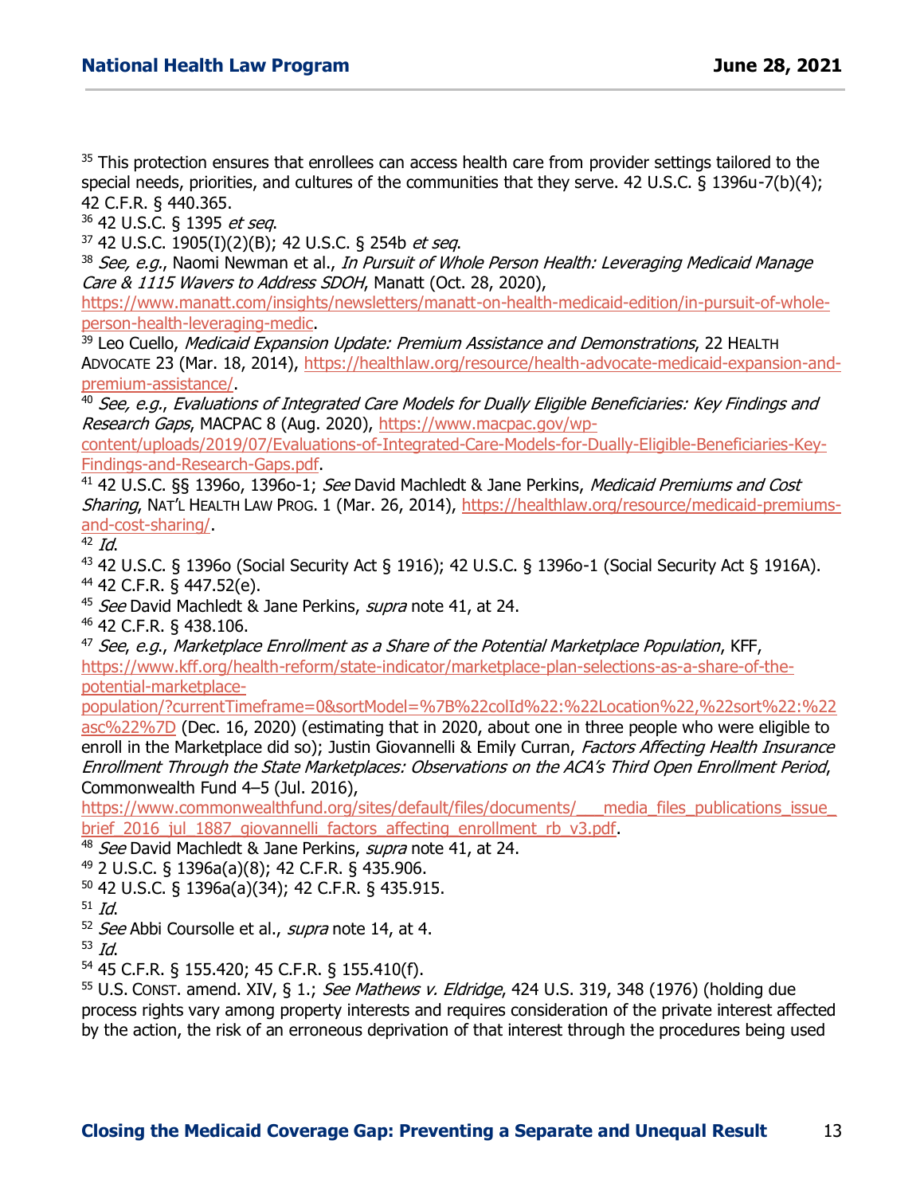[35] This protection ensures that enrollees can access health care from provider settings tailored to the special needs, priorities, and cultures of the communities that they serve. 42 U.S.C. § 1396u-7(b)(4); 42 C.F.R. § 440.365.

[36] 42 U.S.C. § 1395 *et seq*.

[37] 42 U.S.C. 1905(I)(2)(B); 42 U.S.C. § 254b *et seq*.

[38] *See, e.g.*, Naomi Newman et al., *In Pursuit of Whole Person Health: Leveraging Medicaid Manage Care & 1115 Wavers to Address SDOH*, Manatt (Oct. 28, 2020), https://www.manatt.com/insights/newsletters/manatt-on-health-medicaid-edition/in-pursuit-of-whole-person-health-leveraging-medic.

[39] Leo Cuello, *Medicaid Expansion Update: Premium Assistance and Demonstrations*, 22 HEALTH ADVOCATE 23 (Mar. 18, 2014), https://healthlaw.org/resource/health-advocate-medicaid-expansion-and-premium-assistance/.

[40] *See, e.g.*, *Evaluations of Integrated Care Models for Dually Eligible Beneficiaries: Key Findings and Research Gaps*, MACPAC 8 (Aug. 2020), https://www.macpac.gov/wp-content/uploads/2019/07/Evaluations-of-Integrated-Care-Models-for-Dually-Eligible-Beneficiaries-Key-Findings-and-Research-Gaps.pdf.

[41] 42 U.S.C. §§ 1396o, 1396o-1; *See* David Machledt & Jane Perkins, *Medicaid Premiums and Cost Sharing*, NAT'L HEALTH LAW PROG. 1 (Mar. 26, 2014), https://healthlaw.org/resource/medicaid-premiums-and-cost-sharing/.

[42] *Id*.

[43] 42 U.S.C. § 1396o (Social Security Act § 1916); 42 U.S.C. § 1396o-1 (Social Security Act § 1916A).

[44] 42 C.F.R. § 447.52(e).

[45] *See* David Machledt & Jane Perkins, *supra* note 41, at 24.

[46] 42 C.F.R. § 438.106.

[47] *See*, *e.g.*, *Marketplace Enrollment as a Share of the Potential Marketplace Population*, KFF, https://www.kff.org/health-reform/state-indicator/marketplace-plan-selections-as-a-share-of-the-potential-marketplace-population/?currentTimeframe=0&sortModel=%7B%22colId%22:%22Location%22,%22sort%22:%22asc%22%7D (Dec. 16, 2020) (estimating that in 2020, about one in three people who were eligible to enroll in the Marketplace did so); Justin Giovannelli & Emily Curran, *Factors Affecting Health Insurance Enrollment Through the State Marketplaces: Observations on the ACA's Third Open Enrollment Period*, Commonwealth Fund 4–5 (Jul. 2016), https://www.commonwealthfund.org/sites/default/files/documents/___media_files_publications_issue_brief_2016_jul_1887_giovannelli_factors_affecting_enrollment_rb_v3.pdf.

[48] *See* David Machledt & Jane Perkins, *supra* note 41, at 24.

[49] 2 U.S.C. § 1396a(a)(8); 42 C.F.R. § 435.906.

[50] 42 U.S.C. § 1396a(a)(34); 42 C.F.R. § 435.915.

[51] *Id*.

[52] *See* Abbi Coursolle et al., *supra* note 14, at 4.

[53] *Id*.

[54] 45 C.F.R. § 155.420; 45 C.F.R. § 155.410(f).

[55] U.S. CONST. amend. XIV, § 1.; *See Mathews v. Eldridge*, 424 U.S. 319, 348 (1976) (holding due process rights vary among property interests and requires consideration of the private interest affected by the action, the risk of an erroneous deprivation of that interest through the procedures being used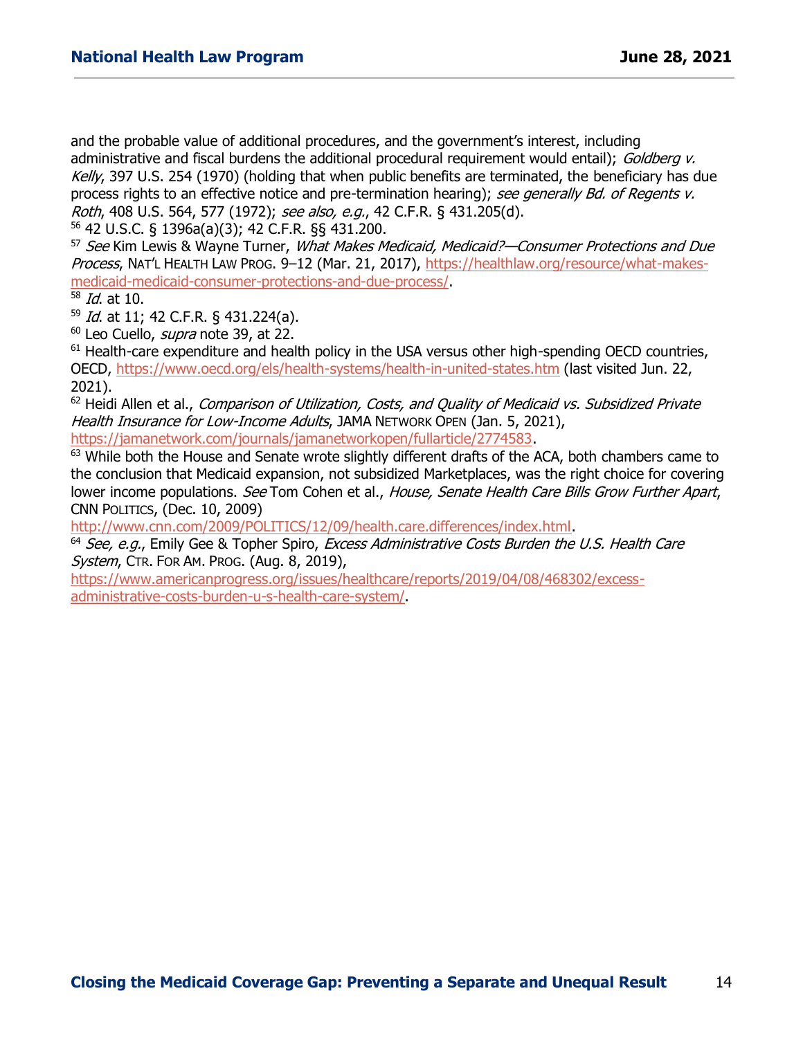and the probable value of additional procedures, and the government's interest, including administrative and fiscal burdens the additional procedural requirement would entail); *Goldberg v. Kelly*, 397 U.S. 254 (1970) (holding that when public benefits are terminated, the beneficiary has due process rights to an effective notice and pre-termination hearing); *see generally Bd. of Regents v. Roth*, 408 U.S. 564, 577 (1972); *see also, e.g.*, 42 C.F.R. § 431.205(d).

[56] 42 U.S.C. § 1396a(a)(3); 42 C.F.R. §§ 431.200.

[57] *See* Kim Lewis & Wayne Turner, *What Makes Medicaid, Medicaid?—Consumer Protections and Due Process*, NAT'L HEALTH LAW PROG. 9–12 (Mar. 21, 2017), https://healthlaw.org/resource/what-makes-medicaid-medicaid-consumer-protections-and-due-process/.

[58] *Id*. at 10.

[59] *Id*. at 11; 42 C.F.R. § 431.224(a).

[60] Leo Cuello, *supra* note 39, at 22.

[61] Health-care expenditure and health policy in the USA versus other high-spending OECD countries, OECD, https://www.oecd.org/els/health-systems/health-in-united-states.htm (last visited Jun. 22, 2021).

[62] Heidi Allen et al., *Comparison of Utilization, Costs, and Quality of Medicaid vs. Subsidized Private Health Insurance for Low-Income Adults*, JAMA NETWORK OPEN (Jan. 5, 2021), https://jamanetwork.com/journals/jamanetworkopen/fullarticle/2774583.

[63] While both the House and Senate wrote slightly different drafts of the ACA, both chambers came to the conclusion that Medicaid expansion, not subsidized Marketplaces, was the right choice for covering lower income populations. *See* Tom Cohen et al., *House, Senate Health Care Bills Grow Further Apart*, CNN POLITICS, (Dec. 10, 2009) http://www.cnn.com/2009/POLITICS/12/09/health.care.differences/index.html.

[64] *See, e.g.*, Emily Gee & Topher Spiro, *Excess Administrative Costs Burden the U.S. Health Care System*, CTR. FOR AM. PROG. (Aug. 8, 2019), https://www.americanprogress.org/issues/healthcare/reports/2019/04/08/468302/excess-administrative-costs-burden-u-s-health-care-system/.